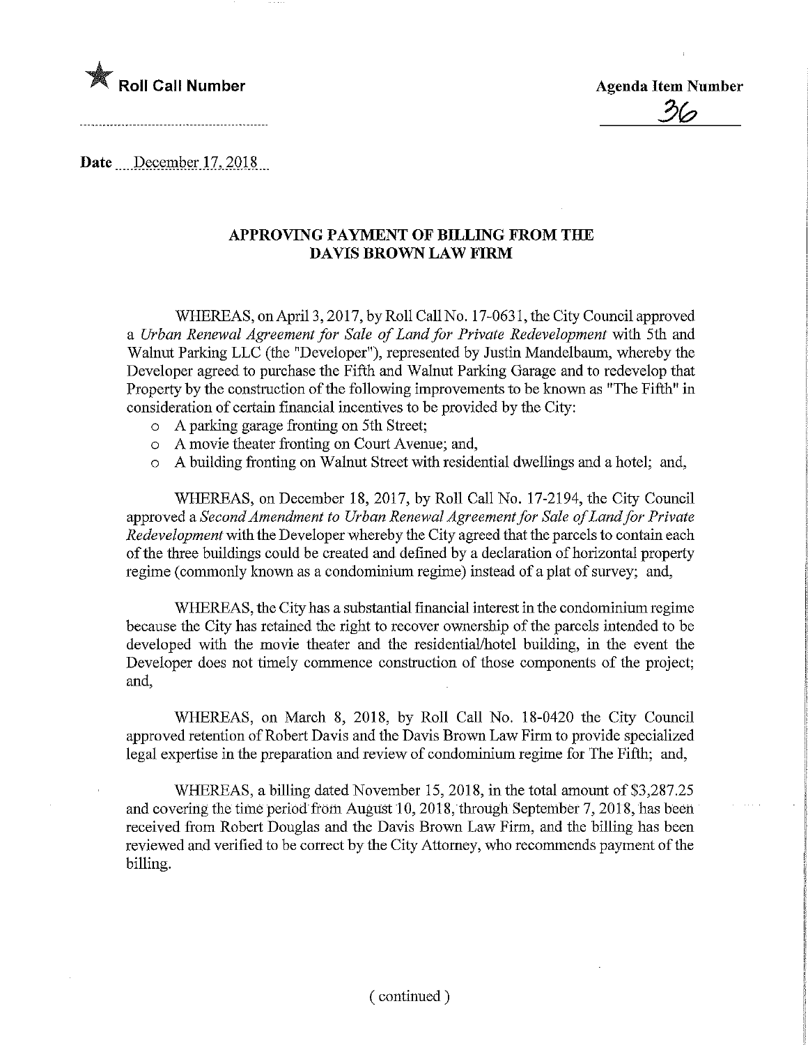★ **Roll Call Number**

**Agenda Item Number**

36

**Date** December 17, 2018

## APPROVING PAYMENT OF BILLING FROM THE DAVIS BROWN LAW FIRM

WHEREAS, on April 3, 2017, by Roll Call No. 17-0631, the City Council approved a *Urban Renewal Agreement for Sale of Land for Private Redevelopment* with 5th and Walnut Parking LLC (the "Developer"), represented by Justin Mandelbaum, whereby the Developer agreed to purchase the Fifth and Walnut Parking Garage and to redevelop that Property by the construction of the following improvements to be known as "The Fifth" in consideration of certain financial incentives to be provided by the City:

- A parking garage fronting on 5th Street;
- A movie theater fronting on Court Avenue; and,
- A building fronting on Walnut Street with residential dwellings and a hotel; and,

WHEREAS, on December 18, 2017, by Roll Call No. 17-2194, the City Council approved a *Second Amendment to Urban Renewal Agreement for Sale of Land for Private Redevelopment* with the Developer whereby the City agreed that the parcels to contain each of the three buildings could be created and defined by a declaration of horizontal property regime (commonly known as a condominium regime) instead of a plat of survey; and,

WHEREAS, the City has a substantial financial interest in the condominium regime because the City has retained the right to recover ownership of the parcels intended to be developed with the movie theater and the residential/hotel building, in the event the Developer does not timely commence construction of those components of the project; and,

WHEREAS, on March 8, 2018, by Roll Call No. 18-0420 the City Council approved retention of Robert Davis and the Davis Brown Law Firm to provide specialized legal expertise in the preparation and review of condominium regime for The Fifth; and,

WHEREAS, a billing dated November 15, 2018, in the total amount of $3,287.25 and covering the time period from August 10, 2018, through September 7, 2018, has been received from Robert Douglas and the Davis Brown Law Firm, and the billing has been reviewed and verified to be correct by the City Attorney, who recommends payment of the billing.

( continued )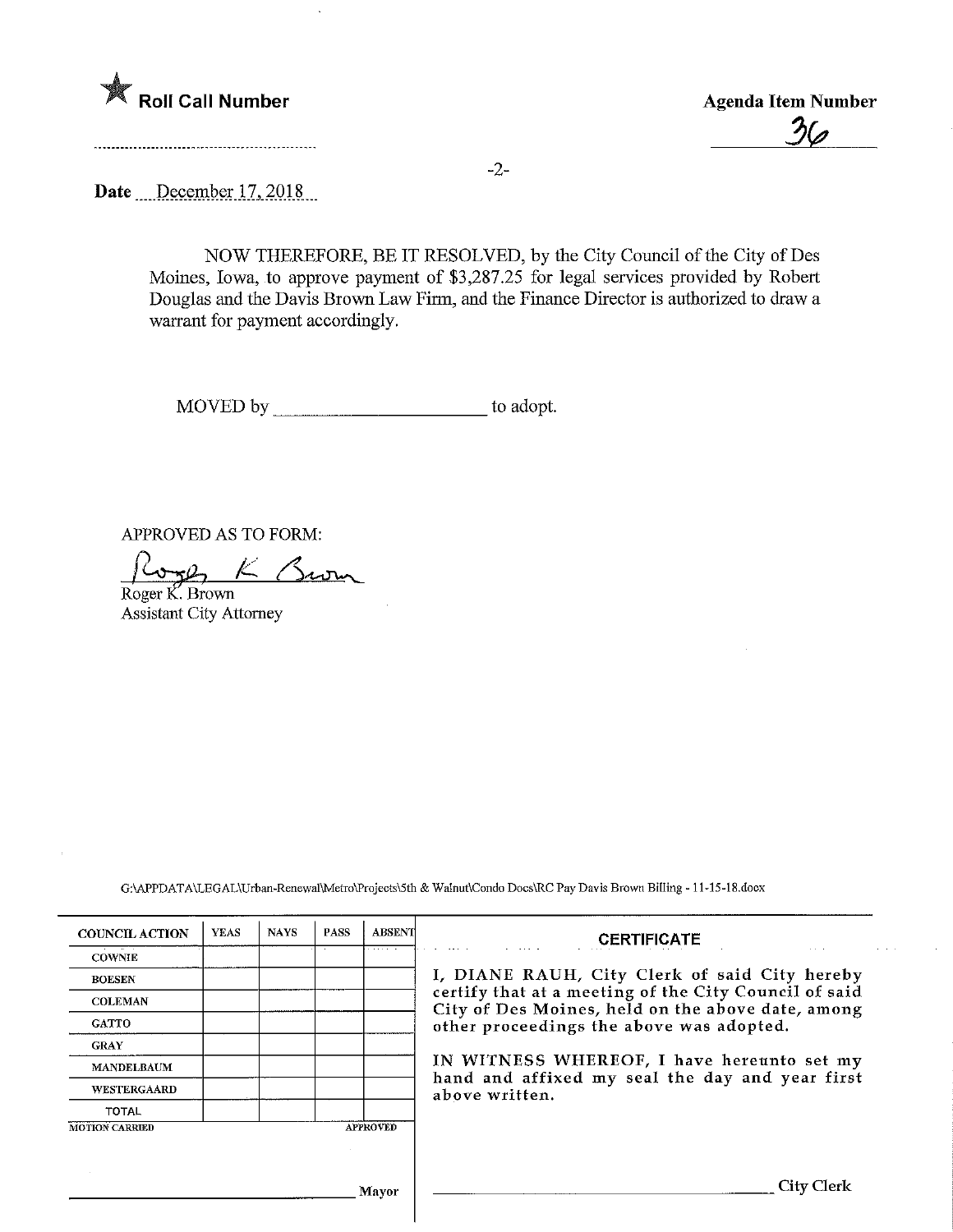★ **Roll Call Number**

**Agenda Item Number**

36

**Date** December 17, 2018

NOW THEREFORE, BE IT RESOLVED, by the City Council of the City of Des Moines, Iowa, to approve payment of $3,287.25 for legal services provided by Robert Douglas and the Davis Brown Law Firm, and the Finance Director is authorized to draw a warrant for payment accordingly.

MOVED by ______________________ to adopt.

APPROVED AS TO FORM:

Roger K. Brown
Roger K. Brown
Assistant City Attorney

G:\APPDATA\LEGAL\Urban-Renewal\Metro\Projects\5th & Walnut\Condo Docs\RC Pay Davis Brown Billing - 11-15-18.docx

| COUNCIL ACTION | YEAS | NAYS | PASS | ABSENT |
|---|---|---|---|---|
| COWNIE | | | | |
| BOESEN | | | | |
| COLEMAN | | | | |
| GATTO | | | | |
| GRAY | | | | |
| MANDELBAUM | | | | |
| WESTERGAARD | | | | |
| TOTAL | | | | |

MOTION CARRIED APPROVED

______________________ Mayor

**CERTIFICATE**

I, DIANE RAUH, City Clerk of said City hereby certify that at a meeting of the City Council of said City of Des Moines, held on the above date, among other proceedings the above was adopted.

IN WITNESS WHEREOF, I have hereunto set my hand and affixed my seal the day and year first above written.

______________________ City Clerk